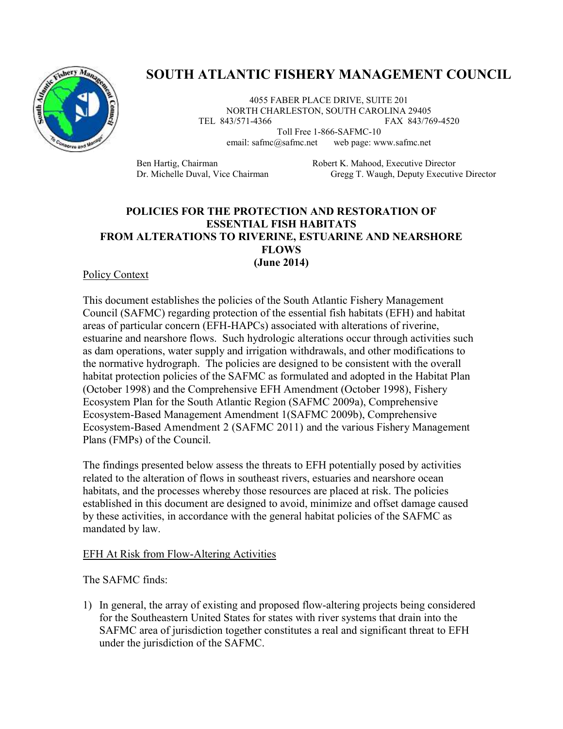# SOUTH ATLANTIC FISHERY MANAGEMENT COUNCIL

4055 FABER PLACE DRIVE, SUITE 201
NORTH CHARLESTON, SOUTH CAROLINA 29405
TEL 843/571-4366 FAX 843/769-4520
Toll Free 1-866-SAFMC-10
email: safmc@safmc.net web page: www.safmc.net

Ben Hartig, Chairman
Dr. Michelle Duval, Vice Chairman

Robert K. Mahood, Executive Director
Gregg T. Waugh, Deputy Executive Director

## POLICIES FOR THE PROTECTION AND RESTORATION OF ESSENTIAL FISH HABITATS FROM ALTERATIONS TO RIVERINE, ESTUARINE AND NEARSHORE FLOWS (June 2014)

### Policy Context

This document establishes the policies of the South Atlantic Fishery Management Council (SAFMC) regarding protection of the essential fish habitats (EFH) and habitat areas of particular concern (EFH-HAPCs) associated with alterations of riverine, estuarine and nearshore flows. Such hydrologic alterations occur through activities such as dam operations, water supply and irrigation withdrawals, and other modifications to the normative hydrograph. The policies are designed to be consistent with the overall habitat protection policies of the SAFMC as formulated and adopted in the Habitat Plan (October 1998) and the Comprehensive EFH Amendment (October 1998), Fishery Ecosystem Plan for the South Atlantic Region (SAFMC 2009a), Comprehensive Ecosystem-Based Management Amendment 1(SAFMC 2009b), Comprehensive Ecosystem-Based Amendment 2 (SAFMC 2011) and the various Fishery Management Plans (FMPs) of the Council.

The findings presented below assess the threats to EFH potentially posed by activities related to the alteration of flows in southeast rivers, estuaries and nearshore ocean habitats, and the processes whereby those resources are placed at risk. The policies established in this document are designed to avoid, minimize and offset damage caused by these activities, in accordance with the general habitat policies of the SAFMC as mandated by law.

### EFH At Risk from Flow-Altering Activities

The SAFMC finds:

1) In general, the array of existing and proposed flow-altering projects being considered for the Southeastern United States for states with river systems that drain into the SAFMC area of jurisdiction together constitutes a real and significant threat to EFH under the jurisdiction of the SAFMC.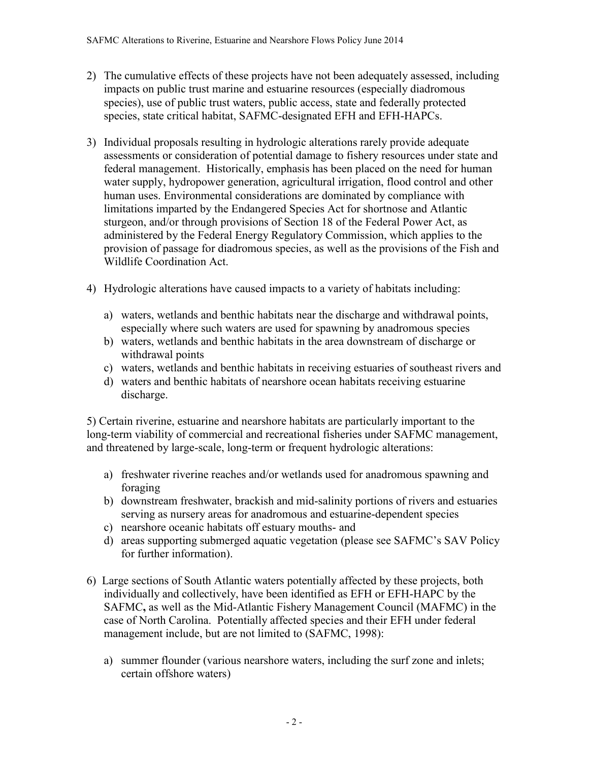2) The cumulative effects of these projects have not been adequately assessed, including impacts on public trust marine and estuarine resources (especially diadromous species), use of public trust waters, public access, state and federally protected species, state critical habitat, SAFMC-designated EFH and EFH-HAPCs.

3) Individual proposals resulting in hydrologic alterations rarely provide adequate assessments or consideration of potential damage to fishery resources under state and federal management. Historically, emphasis has been placed on the need for human water supply, hydropower generation, agricultural irrigation, flood control and other human uses. Environmental considerations are dominated by compliance with limitations imparted by the Endangered Species Act for shortnose and Atlantic sturgeon, and/or through provisions of Section 18 of the Federal Power Act, as administered by the Federal Energy Regulatory Commission, which applies to the provision of passage for diadromous species, as well as the provisions of the Fish and Wildlife Coordination Act.

4) Hydrologic alterations have caused impacts to a variety of habitats including:

   a) waters, wetlands and benthic habitats near the discharge and withdrawal points, especially where such waters are used for spawning by anadromous species
   b) waters, wetlands and benthic habitats in the area downstream of discharge or withdrawal points
   c) waters, wetlands and benthic habitats in receiving estuaries of southeast rivers and
   d) waters and benthic habitats of nearshore ocean habitats receiving estuarine discharge.

5) Certain riverine, estuarine and nearshore habitats are particularly important to the long-term viability of commercial and recreational fisheries under SAFMC management, and threatened by large-scale, long-term or frequent hydrologic alterations:

   a) freshwater riverine reaches and/or wetlands used for anadromous spawning and foraging
   b) downstream freshwater, brackish and mid-salinity portions of rivers and estuaries serving as nursery areas for anadromous and estuarine-dependent species
   c) nearshore oceanic habitats off estuary mouths- and
   d) areas supporting submerged aquatic vegetation (please see SAFMC's SAV Policy for further information).

6) Large sections of South Atlantic waters potentially affected by these projects, both individually and collectively, have been identified as EFH or EFH-HAPC by the SAFMC**,** as well as the Mid-Atlantic Fishery Management Council (MAFMC) in the case of North Carolina. Potentially affected species and their EFH under federal management include, but are not limited to (SAFMC, 1998):

   a) summer flounder (various nearshore waters, including the surf zone and inlets; certain offshore waters)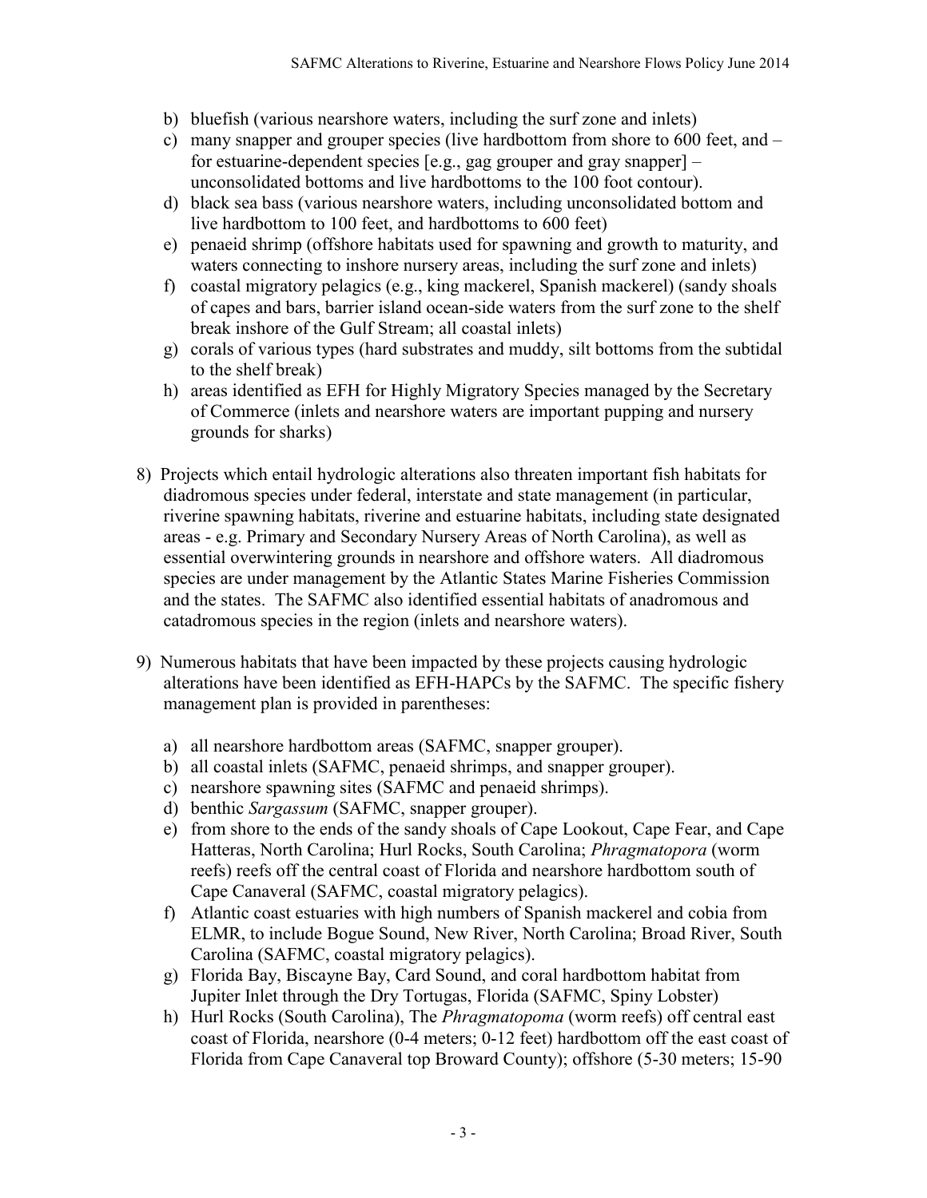b) bluefish (various nearshore waters, including the surf zone and inlets)
c) many snapper and grouper species (live hardbottom from shore to 600 feet, and – for estuarine-dependent species [e.g., gag grouper and gray snapper] – unconsolidated bottoms and live hardbottoms to the 100 foot contour).
d) black sea bass (various nearshore waters, including unconsolidated bottom and live hardbottom to 100 feet, and hardbottoms to 600 feet)
e) penaeid shrimp (offshore habitats used for spawning and growth to maturity, and waters connecting to inshore nursery areas, including the surf zone and inlets)
f) coastal migratory pelagics (e.g., king mackerel, Spanish mackerel) (sandy shoals of capes and bars, barrier island ocean-side waters from the surf zone to the shelf break inshore of the Gulf Stream; all coastal inlets)
g) corals of various types (hard substrates and muddy, silt bottoms from the subtidal to the shelf break)
h) areas identified as EFH for Highly Migratory Species managed by the Secretary of Commerce (inlets and nearshore waters are important pupping and nursery grounds for sharks)

8) Projects which entail hydrologic alterations also threaten important fish habitats for diadromous species under federal, interstate and state management (in particular, riverine spawning habitats, riverine and estuarine habitats, including state designated areas - e.g. Primary and Secondary Nursery Areas of North Carolina), as well as essential overwintering grounds in nearshore and offshore waters. All diadromous species are under management by the Atlantic States Marine Fisheries Commission and the states. The SAFMC also identified essential habitats of anadromous and catadromous species in the region (inlets and nearshore waters).

9) Numerous habitats that have been impacted by these projects causing hydrologic alterations have been identified as EFH-HAPCs by the SAFMC. The specific fishery management plan is provided in parentheses:

a) all nearshore hardbottom areas (SAFMC, snapper grouper).
b) all coastal inlets (SAFMC, penaeid shrimps, and snapper grouper).
c) nearshore spawning sites (SAFMC and penaeid shrimps).
d) benthic *Sargassum* (SAFMC, snapper grouper).
e) from shore to the ends of the sandy shoals of Cape Lookout, Cape Fear, and Cape Hatteras, North Carolina; Hurl Rocks, South Carolina; *Phragmatopora* (worm reefs) reefs off the central coast of Florida and nearshore hardbottom south of Cape Canaveral (SAFMC, coastal migratory pelagics).
f) Atlantic coast estuaries with high numbers of Spanish mackerel and cobia from ELMR, to include Bogue Sound, New River, North Carolina; Broad River, South Carolina (SAFMC, coastal migratory pelagics).
g) Florida Bay, Biscayne Bay, Card Sound, and coral hardbottom habitat from Jupiter Inlet through the Dry Tortugas, Florida (SAFMC, Spiny Lobster)
h) Hurl Rocks (South Carolina), The *Phragmatopoma* (worm reefs) off central east coast of Florida, nearshore (0-4 meters; 0-12 feet) hardbottom off the east coast of Florida from Cape Canaveral top Broward County); offshore (5-30 meters; 15-90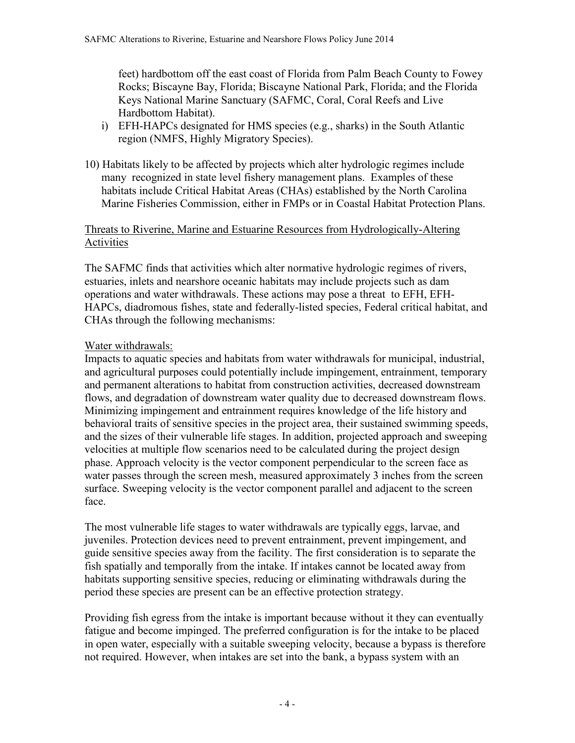feet) hardbottom off the east coast of Florida from Palm Beach County to Fowey Rocks; Biscayne Bay, Florida; Biscayne National Park, Florida; and the Florida Keys National Marine Sanctuary (SAFMC, Coral, Coral Reefs and Live Hardbottom Habitat).

i) EFH-HAPCs designated for HMS species (e.g., sharks) in the South Atlantic region (NMFS, Highly Migratory Species).

10) Habitats likely to be affected by projects which alter hydrologic regimes include many recognized in state level fishery management plans. Examples of these habitats include Critical Habitat Areas (CHAs) established by the North Carolina Marine Fisheries Commission, either in FMPs or in Coastal Habitat Protection Plans.

## Threats to Riverine, Marine and Estuarine Resources from Hydrologically-Altering Activities

The SAFMC finds that activities which alter normative hydrologic regimes of rivers, estuaries, inlets and nearshore oceanic habitats may include projects such as dam operations and water withdrawals. These actions may pose a threat to EFH, EFH-HAPCs, diadromous fishes, state and federally-listed species, Federal critical habitat, and CHAs through the following mechanisms:

### Water withdrawals:

Impacts to aquatic species and habitats from water withdrawals for municipal, industrial, and agricultural purposes could potentially include impingement, entrainment, temporary and permanent alterations to habitat from construction activities, decreased downstream flows, and degradation of downstream water quality due to decreased downstream flows. Minimizing impingement and entrainment requires knowledge of the life history and behavioral traits of sensitive species in the project area, their sustained swimming speeds, and the sizes of their vulnerable life stages. In addition, projected approach and sweeping velocities at multiple flow scenarios need to be calculated during the project design phase. Approach velocity is the vector component perpendicular to the screen face as water passes through the screen mesh, measured approximately 3 inches from the screen surface. Sweeping velocity is the vector component parallel and adjacent to the screen face.

The most vulnerable life stages to water withdrawals are typically eggs, larvae, and juveniles. Protection devices need to prevent entrainment, prevent impingement, and guide sensitive species away from the facility. The first consideration is to separate the fish spatially and temporally from the intake. If intakes cannot be located away from habitats supporting sensitive species, reducing or eliminating withdrawals during the period these species are present can be an effective protection strategy.

Providing fish egress from the intake is important because without it they can eventually fatigue and become impinged. The preferred configuration is for the intake to be placed in open water, especially with a suitable sweeping velocity, because a bypass is therefore not required. However, when intakes are set into the bank, a bypass system with an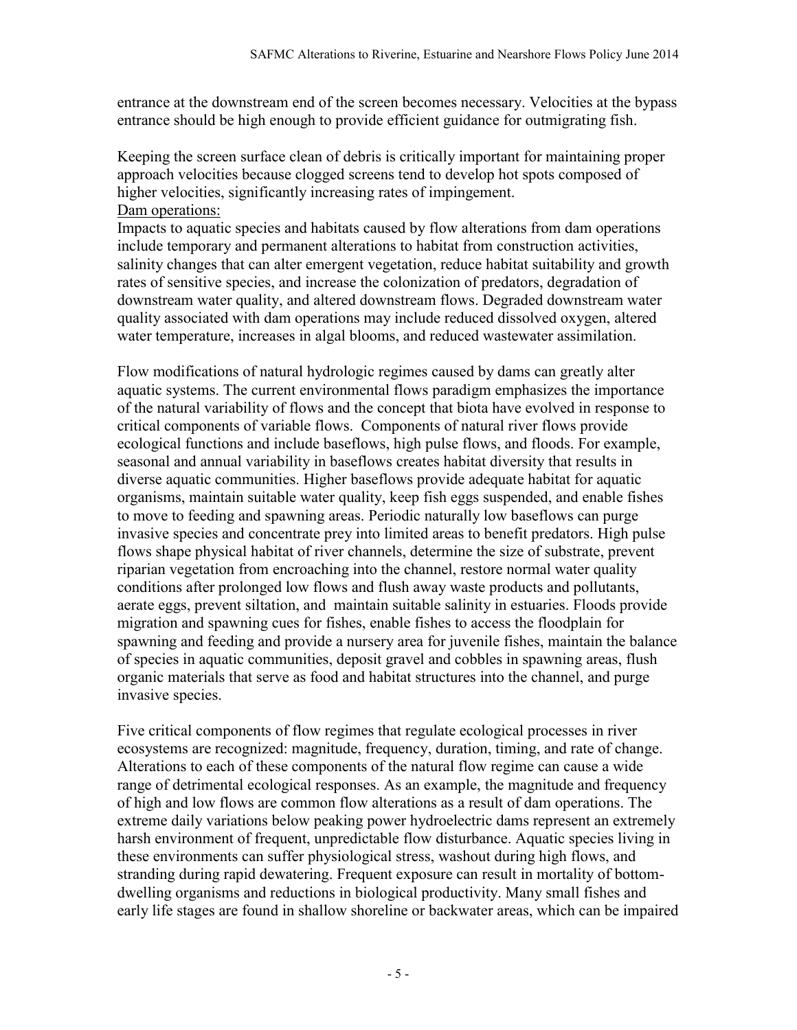entrance at the downstream end of the screen becomes necessary. Velocities at the bypass entrance should be high enough to provide efficient guidance for outmigrating fish.

Keeping the screen surface clean of debris is critically important for maintaining proper approach velocities because clogged screens tend to develop hot spots composed of higher velocities, significantly increasing rates of impingement.

Dam operations:

Impacts to aquatic species and habitats caused by flow alterations from dam operations include temporary and permanent alterations to habitat from construction activities, salinity changes that can alter emergent vegetation, reduce habitat suitability and growth rates of sensitive species, and increase the colonization of predators, degradation of downstream water quality, and altered downstream flows. Degraded downstream water quality associated with dam operations may include reduced dissolved oxygen, altered water temperature, increases in algal blooms, and reduced wastewater assimilation.

Flow modifications of natural hydrologic regimes caused by dams can greatly alter aquatic systems. The current environmental flows paradigm emphasizes the importance of the natural variability of flows and the concept that biota have evolved in response to critical components of variable flows. Components of natural river flows provide ecological functions and include baseflows, high pulse flows, and floods. For example, seasonal and annual variability in baseflows creates habitat diversity that results in diverse aquatic communities. Higher baseflows provide adequate habitat for aquatic organisms, maintain suitable water quality, keep fish eggs suspended, and enable fishes to move to feeding and spawning areas. Periodic naturally low baseflows can purge invasive species and concentrate prey into limited areas to benefit predators. High pulse flows shape physical habitat of river channels, determine the size of substrate, prevent riparian vegetation from encroaching into the channel, restore normal water quality conditions after prolonged low flows and flush away waste products and pollutants, aerate eggs, prevent siltation, and maintain suitable salinity in estuaries. Floods provide migration and spawning cues for fishes, enable fishes to access the floodplain for spawning and feeding and provide a nursery area for juvenile fishes, maintain the balance of species in aquatic communities, deposit gravel and cobbles in spawning areas, flush organic materials that serve as food and habitat structures into the channel, and purge invasive species.

Five critical components of flow regimes that regulate ecological processes in river ecosystems are recognized: magnitude, frequency, duration, timing, and rate of change. Alterations to each of these components of the natural flow regime can cause a wide range of detrimental ecological responses. As an example, the magnitude and frequency of high and low flows are common flow alterations as a result of dam operations. The extreme daily variations below peaking power hydroelectric dams represent an extremely harsh environment of frequent, unpredictable flow disturbance. Aquatic species living in these environments can suffer physiological stress, washout during high flows, and stranding during rapid dewatering. Frequent exposure can result in mortality of bottom-dwelling organisms and reductions in biological productivity. Many small fishes and early life stages are found in shallow shoreline or backwater areas, which can be impaired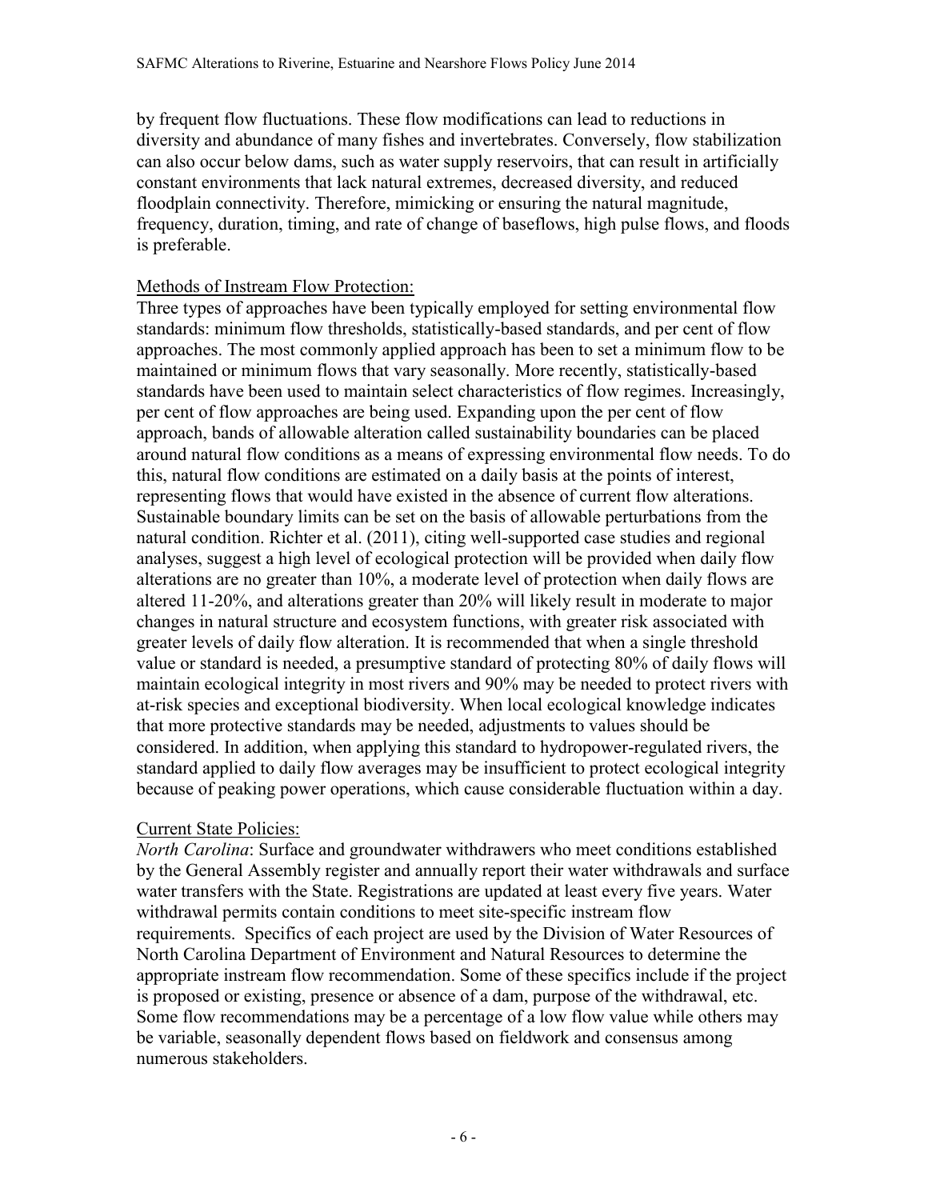by frequent flow fluctuations. These flow modifications can lead to reductions in diversity and abundance of many fishes and invertebrates. Conversely, flow stabilization can also occur below dams, such as water supply reservoirs, that can result in artificially constant environments that lack natural extremes, decreased diversity, and reduced floodplain connectivity. Therefore, mimicking or ensuring the natural magnitude, frequency, duration, timing, and rate of change of baseflows, high pulse flows, and floods is preferable.

Methods of Instream Flow Protection:

Three types of approaches have been typically employed for setting environmental flow standards: minimum flow thresholds, statistically-based standards, and per cent of flow approaches. The most commonly applied approach has been to set a minimum flow to be maintained or minimum flows that vary seasonally. More recently, statistically-based standards have been used to maintain select characteristics of flow regimes. Increasingly, per cent of flow approaches are being used. Expanding upon the per cent of flow approach, bands of allowable alteration called sustainability boundaries can be placed around natural flow conditions as a means of expressing environmental flow needs. To do this, natural flow conditions are estimated on a daily basis at the points of interest, representing flows that would have existed in the absence of current flow alterations. Sustainable boundary limits can be set on the basis of allowable perturbations from the natural condition. Richter et al. (2011), citing well-supported case studies and regional analyses, suggest a high level of ecological protection will be provided when daily flow alterations are no greater than 10%, a moderate level of protection when daily flows are altered 11-20%, and alterations greater than 20% will likely result in moderate to major changes in natural structure and ecosystem functions, with greater risk associated with greater levels of daily flow alteration. It is recommended that when a single threshold value or standard is needed, a presumptive standard of protecting 80% of daily flows will maintain ecological integrity in most rivers and 90% may be needed to protect rivers with at-risk species and exceptional biodiversity. When local ecological knowledge indicates that more protective standards may be needed, adjustments to values should be considered. In addition, when applying this standard to hydropower-regulated rivers, the standard applied to daily flow averages may be insufficient to protect ecological integrity because of peaking power operations, which cause considerable fluctuation within a day.

Current State Policies:

*North Carolina*: Surface and groundwater withdrawers who meet conditions established by the General Assembly register and annually report their water withdrawals and surface water transfers with the State. Registrations are updated at least every five years. Water withdrawal permits contain conditions to meet site-specific instream flow requirements. Specifics of each project are used by the Division of Water Resources of North Carolina Department of Environment and Natural Resources to determine the appropriate instream flow recommendation. Some of these specifics include if the project is proposed or existing, presence or absence of a dam, purpose of the withdrawal, etc. Some flow recommendations may be a percentage of a low flow value while others may be variable, seasonally dependent flows based on fieldwork and consensus among numerous stakeholders.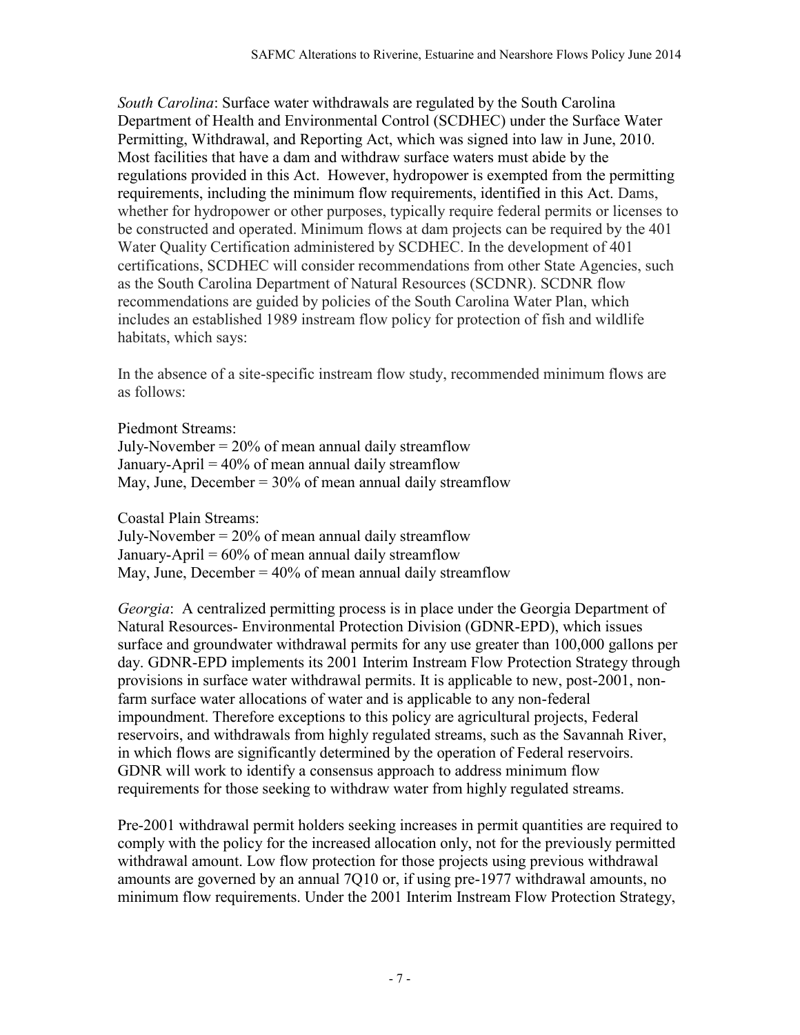*South Carolina*: Surface water withdrawals are regulated by the South Carolina Department of Health and Environmental Control (SCDHEC) under the Surface Water Permitting, Withdrawal, and Reporting Act, which was signed into law in June, 2010. Most facilities that have a dam and withdraw surface waters must abide by the regulations provided in this Act. However, hydropower is exempted from the permitting requirements, including the minimum flow requirements, identified in this Act. Dams, whether for hydropower or other purposes, typically require federal permits or licenses to be constructed and operated. Minimum flows at dam projects can be required by the 401 Water Quality Certification administered by SCDHEC. In the development of 401 certifications, SCDHEC will consider recommendations from other State Agencies, such as the South Carolina Department of Natural Resources (SCDNR). SCDNR flow recommendations are guided by policies of the South Carolina Water Plan, which includes an established 1989 instream flow policy for protection of fish and wildlife habitats, which says:

In the absence of a site-specific instream flow study, recommended minimum flows are as follows:

Piedmont Streams:
July-November = 20% of mean annual daily streamflow
January-April = 40% of mean annual daily streamflow
May, June, December = 30% of mean annual daily streamflow

Coastal Plain Streams:
July-November = 20% of mean annual daily streamflow
January-April = 60% of mean annual daily streamflow
May, June, December = 40% of mean annual daily streamflow

*Georgia*: A centralized permitting process is in place under the Georgia Department of Natural Resources- Environmental Protection Division (GDNR-EPD), which issues surface and groundwater withdrawal permits for any use greater than 100,000 gallons per day. GDNR-EPD implements its 2001 Interim Instream Flow Protection Strategy through provisions in surface water withdrawal permits. It is applicable to new, post-2001, non-farm surface water allocations of water and is applicable to any non-federal impoundment. Therefore exceptions to this policy are agricultural projects, Federal reservoirs, and withdrawals from highly regulated streams, such as the Savannah River, in which flows are significantly determined by the operation of Federal reservoirs. GDNR will work to identify a consensus approach to address minimum flow requirements for those seeking to withdraw water from highly regulated streams.

Pre-2001 withdrawal permit holders seeking increases in permit quantities are required to comply with the policy for the increased allocation only, not for the previously permitted withdrawal amount. Low flow protection for those projects using previous withdrawal amounts are governed by an annual 7Q10 or, if using pre-1977 withdrawal amounts, no minimum flow requirements. Under the 2001 Interim Instream Flow Protection Strategy,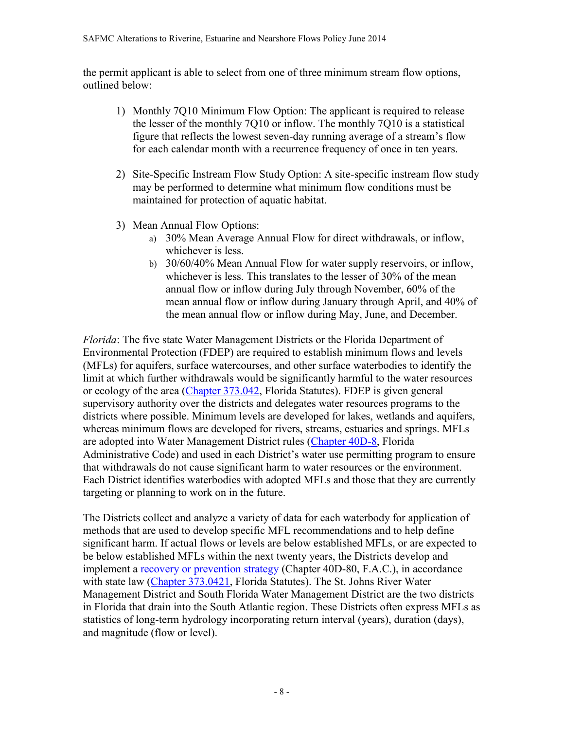the permit applicant is able to select from one of three minimum stream flow options, outlined below:

1) Monthly 7Q10 Minimum Flow Option: The applicant is required to release the lesser of the monthly 7Q10 or inflow. The monthly 7Q10 is a statistical figure that reflects the lowest seven-day running average of a stream's flow for each calendar month with a recurrence frequency of once in ten years.

2) Site-Specific Instream Flow Study Option: A site-specific instream flow study may be performed to determine what minimum flow conditions must be maintained for protection of aquatic habitat.

3) Mean Annual Flow Options:
   a) 30% Mean Average Annual Flow for direct withdrawals, or inflow, whichever is less.
   b) 30/60/40% Mean Annual Flow for water supply reservoirs, or inflow, whichever is less. This translates to the lesser of 30% of the mean annual flow or inflow during July through November, 60% of the mean annual flow or inflow during January through April, and 40% of the mean annual flow or inflow during May, June, and December.

*Florida*: The five state Water Management Districts or the Florida Department of Environmental Protection (FDEP) are required to establish minimum flows and levels (MFLs) for aquifers, surface watercourses, and other surface waterbodies to identify the limit at which further withdrawals would be significantly harmful to the water resources or ecology of the area (Chapter 373.042, Florida Statutes). FDEP is given general supervisory authority over the districts and delegates water resources programs to the districts where possible. Minimum levels are developed for lakes, wetlands and aquifers, whereas minimum flows are developed for rivers, streams, estuaries and springs. MFLs are adopted into Water Management District rules (Chapter 40D-8, Florida Administrative Code) and used in each District's water use permitting program to ensure that withdrawals do not cause significant harm to water resources or the environment. Each District identifies waterbodies with adopted MFLs and those that they are currently targeting or planning to work on in the future.

The Districts collect and analyze a variety of data for each waterbody for application of methods that are used to develop specific MFL recommendations and to help define significant harm. If actual flows or levels are below established MFLs, or are expected to be below established MFLs within the next twenty years, the Districts develop and implement a recovery or prevention strategy (Chapter 40D-80, F.A.C.), in accordance with state law (Chapter 373.0421, Florida Statutes). The St. Johns River Water Management District and South Florida Water Management District are the two districts in Florida that drain into the South Atlantic region. These Districts often express MFLs as statistics of long-term hydrology incorporating return interval (years), duration (days), and magnitude (flow or level).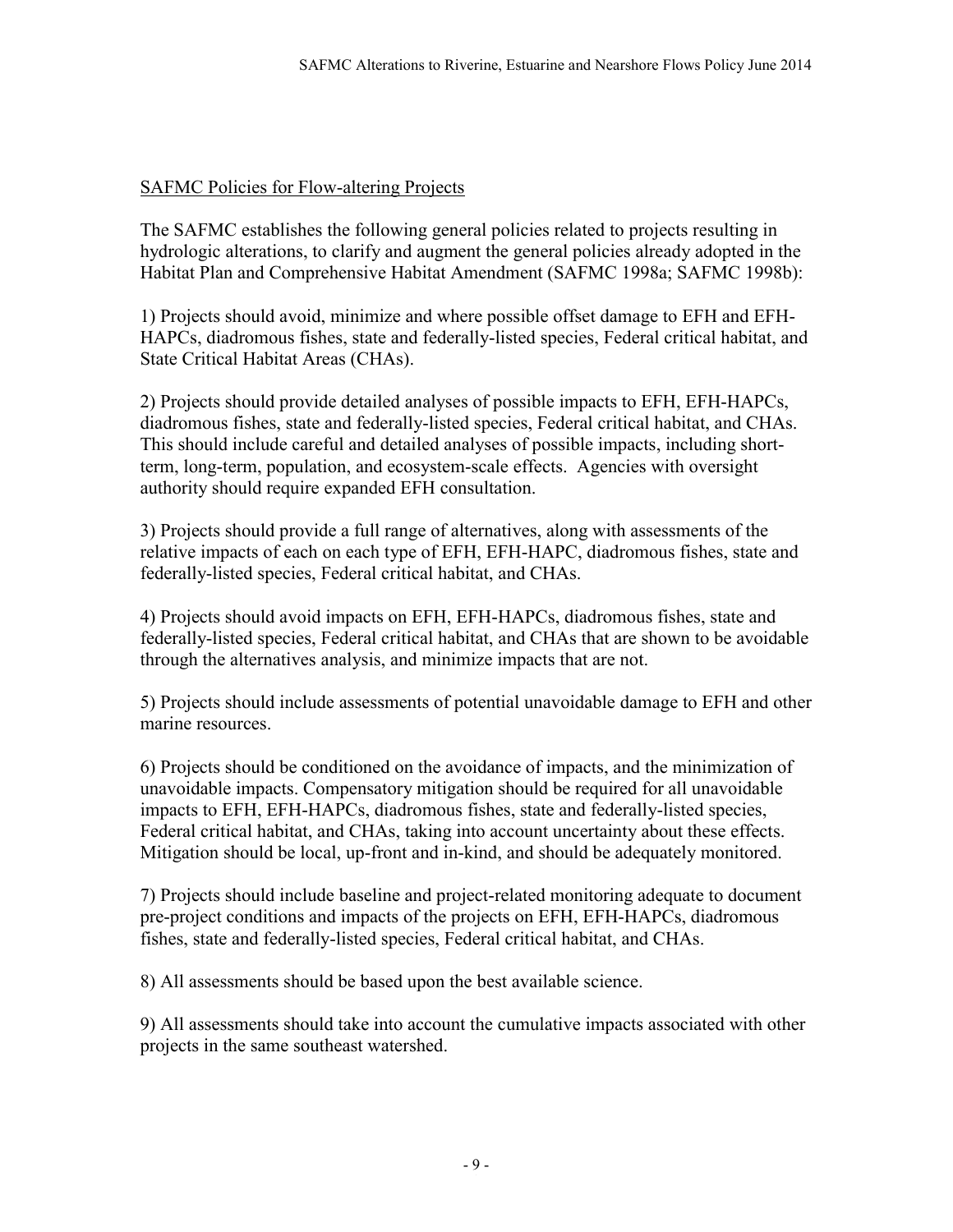## SAFMC Policies for Flow-altering Projects

The SAFMC establishes the following general policies related to projects resulting in hydrologic alterations, to clarify and augment the general policies already adopted in the Habitat Plan and Comprehensive Habitat Amendment (SAFMC 1998a; SAFMC 1998b):

1) Projects should avoid, minimize and where possible offset damage to EFH and EFH-HAPCs, diadromous fishes, state and federally-listed species, Federal critical habitat, and State Critical Habitat Areas (CHAs).

2) Projects should provide detailed analyses of possible impacts to EFH, EFH-HAPCs, diadromous fishes, state and federally-listed species, Federal critical habitat, and CHAs. This should include careful and detailed analyses of possible impacts, including short-term, long-term, population, and ecosystem-scale effects. Agencies with oversight authority should require expanded EFH consultation.

3) Projects should provide a full range of alternatives, along with assessments of the relative impacts of each on each type of EFH, EFH-HAPC, diadromous fishes, state and federally-listed species, Federal critical habitat, and CHAs.

4) Projects should avoid impacts on EFH, EFH-HAPCs, diadromous fishes, state and federally-listed species, Federal critical habitat, and CHAs that are shown to be avoidable through the alternatives analysis, and minimize impacts that are not.

5) Projects should include assessments of potential unavoidable damage to EFH and other marine resources.

6) Projects should be conditioned on the avoidance of impacts, and the minimization of unavoidable impacts. Compensatory mitigation should be required for all unavoidable impacts to EFH, EFH-HAPCs, diadromous fishes, state and federally-listed species, Federal critical habitat, and CHAs, taking into account uncertainty about these effects. Mitigation should be local, up-front and in-kind, and should be adequately monitored.

7) Projects should include baseline and project-related monitoring adequate to document pre-project conditions and impacts of the projects on EFH, EFH-HAPCs, diadromous fishes, state and federally-listed species, Federal critical habitat, and CHAs.

8) All assessments should be based upon the best available science.

9) All assessments should take into account the cumulative impacts associated with other projects in the same southeast watershed.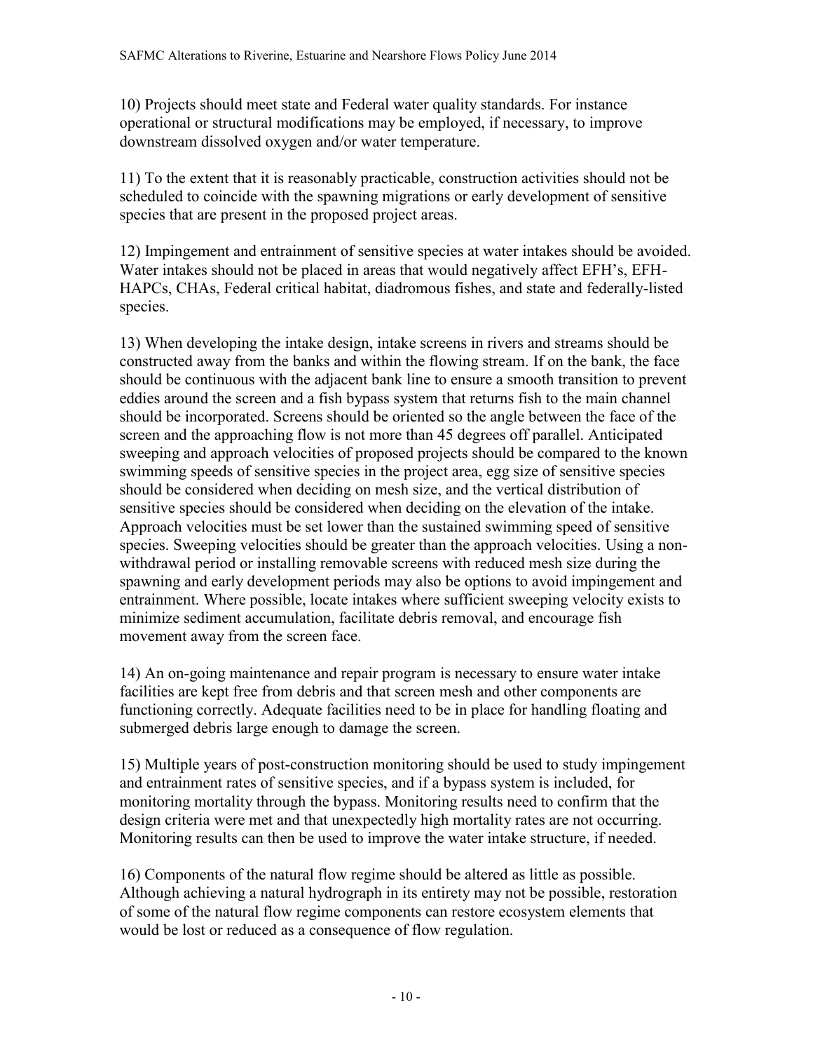10) Projects should meet state and Federal water quality standards. For instance operational or structural modifications may be employed, if necessary, to improve downstream dissolved oxygen and/or water temperature.

11) To the extent that it is reasonably practicable, construction activities should not be scheduled to coincide with the spawning migrations or early development of sensitive species that are present in the proposed project areas.

12) Impingement and entrainment of sensitive species at water intakes should be avoided. Water intakes should not be placed in areas that would negatively affect EFH's, EFH-HAPCs, CHAs, Federal critical habitat, diadromous fishes, and state and federally-listed species.

13) When developing the intake design, intake screens in rivers and streams should be constructed away from the banks and within the flowing stream. If on the bank, the face should be continuous with the adjacent bank line to ensure a smooth transition to prevent eddies around the screen and a fish bypass system that returns fish to the main channel should be incorporated. Screens should be oriented so the angle between the face of the screen and the approaching flow is not more than 45 degrees off parallel. Anticipated sweeping and approach velocities of proposed projects should be compared to the known swimming speeds of sensitive species in the project area, egg size of sensitive species should be considered when deciding on mesh size, and the vertical distribution of sensitive species should be considered when deciding on the elevation of the intake. Approach velocities must be set lower than the sustained swimming speed of sensitive species. Sweeping velocities should be greater than the approach velocities. Using a non-withdrawal period or installing removable screens with reduced mesh size during the spawning and early development periods may also be options to avoid impingement and entrainment. Where possible, locate intakes where sufficient sweeping velocity exists to minimize sediment accumulation, facilitate debris removal, and encourage fish movement away from the screen face.

14) An on-going maintenance and repair program is necessary to ensure water intake facilities are kept free from debris and that screen mesh and other components are functioning correctly. Adequate facilities need to be in place for handling floating and submerged debris large enough to damage the screen.

15) Multiple years of post-construction monitoring should be used to study impingement and entrainment rates of sensitive species, and if a bypass system is included, for monitoring mortality through the bypass. Monitoring results need to confirm that the design criteria were met and that unexpectedly high mortality rates are not occurring. Monitoring results can then be used to improve the water intake structure, if needed.

16) Components of the natural flow regime should be altered as little as possible. Although achieving a natural hydrograph in its entirety may not be possible, restoration of some of the natural flow regime components can restore ecosystem elements that would be lost or reduced as a consequence of flow regulation.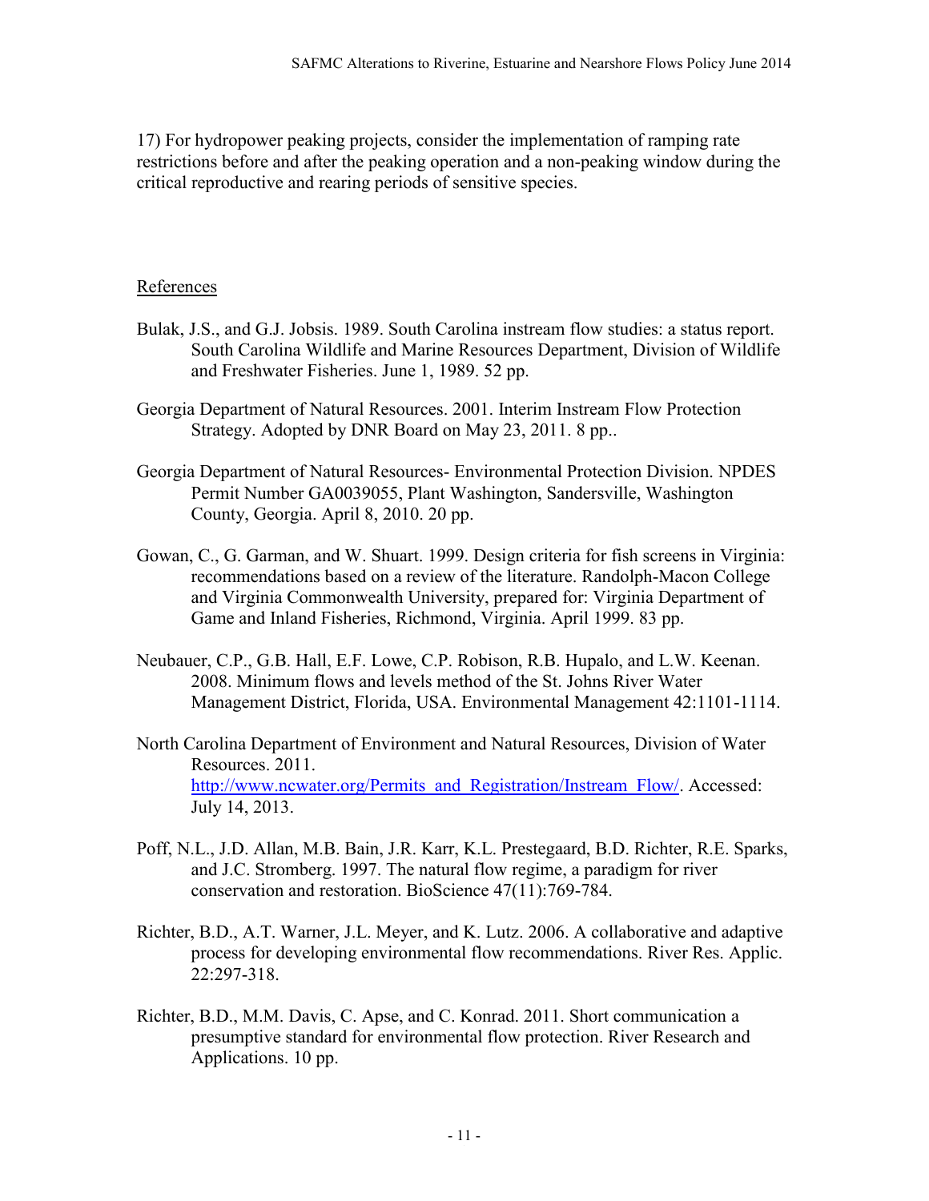17) For hydropower peaking projects, consider the implementation of ramping rate restrictions before and after the peaking operation and a non-peaking window during the critical reproductive and rearing periods of sensitive species.

## References

Bulak, J.S., and G.J. Jobsis. 1989. South Carolina instream flow studies: a status report. South Carolina Wildlife and Marine Resources Department, Division of Wildlife and Freshwater Fisheries. June 1, 1989. 52 pp.

Georgia Department of Natural Resources. 2001. Interim Instream Flow Protection Strategy. Adopted by DNR Board on May 23, 2011. 8 pp..

Georgia Department of Natural Resources- Environmental Protection Division. NPDES Permit Number GA0039055, Plant Washington, Sandersville, Washington County, Georgia. April 8, 2010. 20 pp.

Gowan, C., G. Garman, and W. Shuart. 1999. Design criteria for fish screens in Virginia: recommendations based on a review of the literature. Randolph-Macon College and Virginia Commonwealth University, prepared for: Virginia Department of Game and Inland Fisheries, Richmond, Virginia. April 1999. 83 pp.

Neubauer, C.P., G.B. Hall, E.F. Lowe, C.P. Robison, R.B. Hupalo, and L.W. Keenan. 2008. Minimum flows and levels method of the St. Johns River Water Management District, Florida, USA. Environmental Management 42:1101-1114.

North Carolina Department of Environment and Natural Resources, Division of Water Resources. 2011. http://www.ncwater.org/Permits_and_Registration/Instream_Flow/. Accessed: July 14, 2013.

Poff, N.L., J.D. Allan, M.B. Bain, J.R. Karr, K.L. Prestegaard, B.D. Richter, R.E. Sparks, and J.C. Stromberg. 1997. The natural flow regime, a paradigm for river conservation and restoration. BioScience 47(11):769-784.

Richter, B.D., A.T. Warner, J.L. Meyer, and K. Lutz. 2006. A collaborative and adaptive process for developing environmental flow recommendations. River Res. Applic. 22:297-318.

Richter, B.D., M.M. Davis, C. Apse, and C. Konrad. 2011. Short communication a presumptive standard for environmental flow protection. River Research and Applications. 10 pp.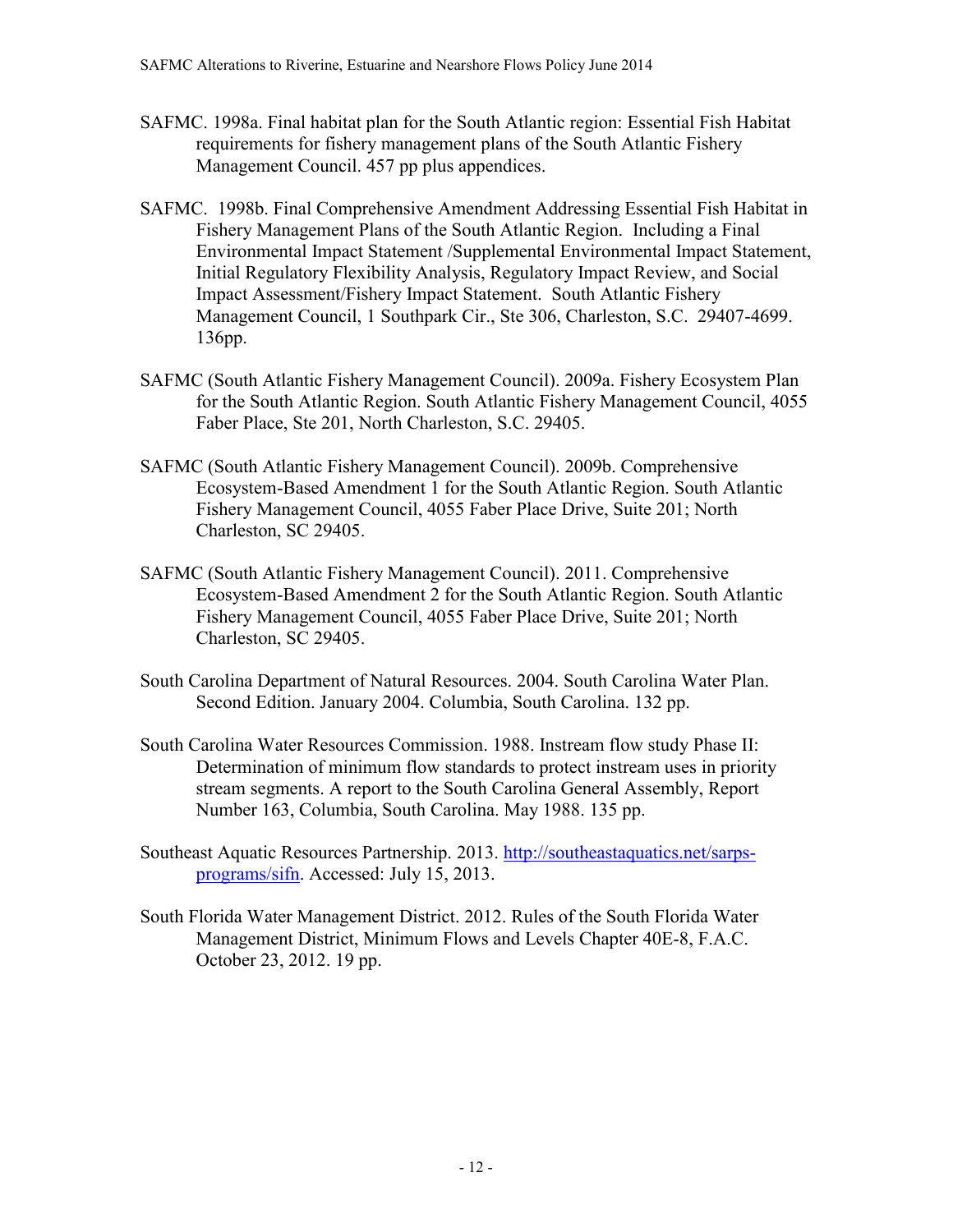SAFMC. 1998a. Final habitat plan for the South Atlantic region: Essential Fish Habitat requirements for fishery management plans of the South Atlantic Fishery Management Council. 457 pp plus appendices.

SAFMC. 1998b. Final Comprehensive Amendment Addressing Essential Fish Habitat in Fishery Management Plans of the South Atlantic Region. Including a Final Environmental Impact Statement /Supplemental Environmental Impact Statement, Initial Regulatory Flexibility Analysis, Regulatory Impact Review, and Social Impact Assessment/Fishery Impact Statement. South Atlantic Fishery Management Council, 1 Southpark Cir., Ste 306, Charleston, S.C. 29407-4699. 136pp.

SAFMC (South Atlantic Fishery Management Council). 2009a. Fishery Ecosystem Plan for the South Atlantic Region. South Atlantic Fishery Management Council, 4055 Faber Place, Ste 201, North Charleston, S.C. 29405.

SAFMC (South Atlantic Fishery Management Council). 2009b. Comprehensive Ecosystem-Based Amendment 1 for the South Atlantic Region. South Atlantic Fishery Management Council, 4055 Faber Place Drive, Suite 201; North Charleston, SC 29405.

SAFMC (South Atlantic Fishery Management Council). 2011. Comprehensive Ecosystem-Based Amendment 2 for the South Atlantic Region. South Atlantic Fishery Management Council, 4055 Faber Place Drive, Suite 201; North Charleston, SC 29405.

South Carolina Department of Natural Resources. 2004. South Carolina Water Plan. Second Edition. January 2004. Columbia, South Carolina. 132 pp.

South Carolina Water Resources Commission. 1988. Instream flow study Phase II: Determination of minimum flow standards to protect instream uses in priority stream segments. A report to the South Carolina General Assembly, Report Number 163, Columbia, South Carolina. May 1988. 135 pp.

Southeast Aquatic Resources Partnership. 2013. http://southeastaquatics.net/sarps-programs/sifn. Accessed: July 15, 2013.

South Florida Water Management District. 2012. Rules of the South Florida Water Management District, Minimum Flows and Levels Chapter 40E-8, F.A.C. October 23, 2012. 19 pp.